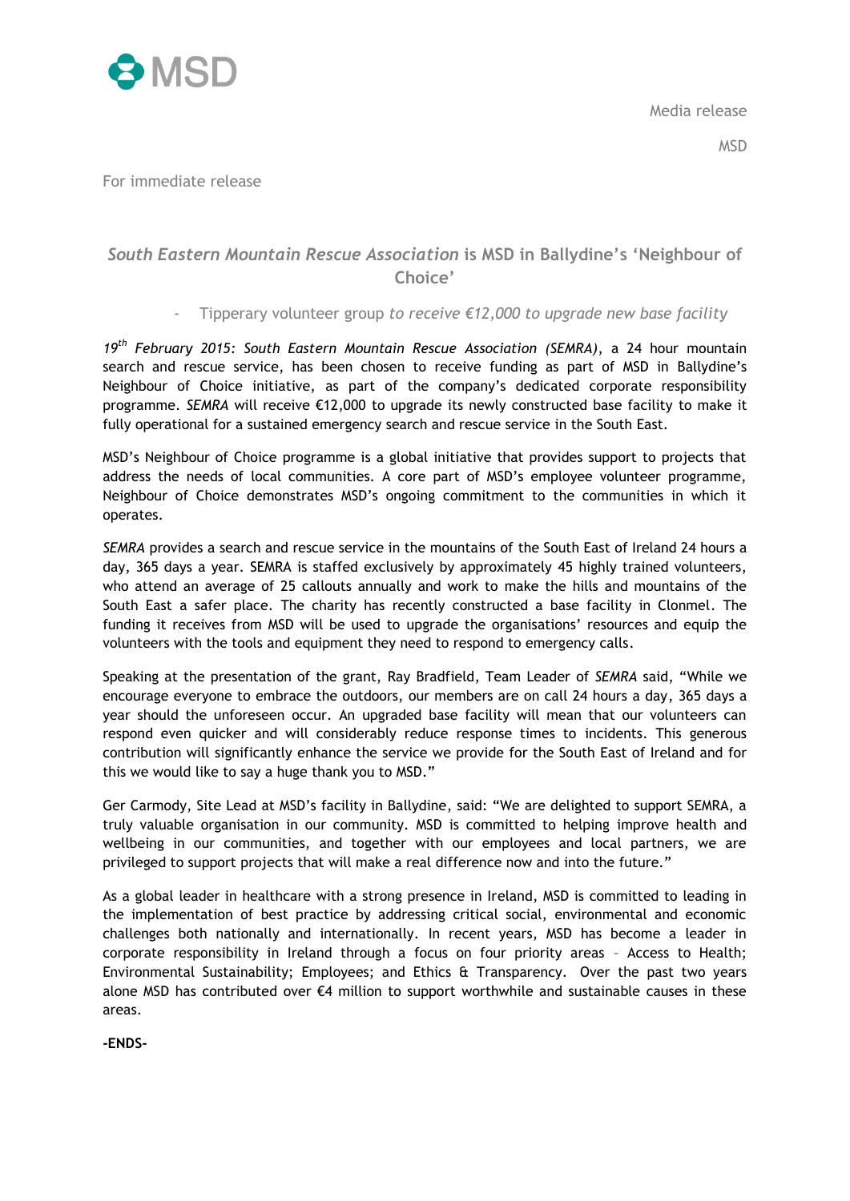MSD

Media release

MSD

For immediate release

## *South Eastern Mountain Rescue Association* is MSD in Ballydine's 'Neighbour of Choice'

- Tipperary volunteer group *to receive €12,000 to upgrade new base facility*

*19th February 2015: South Eastern Mountain Rescue Association (SEMRA)*, a 24 hour mountain search and rescue service, has been chosen to receive funding as part of MSD in Ballydine's Neighbour of Choice initiative, as part of the company's dedicated corporate responsibility programme. *SEMRA* will receive €12,000 to upgrade its newly constructed base facility to make it fully operational for a sustained emergency search and rescue service in the South East.

MSD's Neighbour of Choice programme is a global initiative that provides support to projects that address the needs of local communities. A core part of MSD's employee volunteer programme, Neighbour of Choice demonstrates MSD's ongoing commitment to the communities in which it operates.

*SEMRA* provides a search and rescue service in the mountains of the South East of Ireland 24 hours a day, 365 days a year. SEMRA is staffed exclusively by approximately 45 highly trained volunteers, who attend an average of 25 callouts annually and work to make the hills and mountains of the South East a safer place. The charity has recently constructed a base facility in Clonmel. The funding it receives from MSD will be used to upgrade the organisations' resources and equip the volunteers with the tools and equipment they need to respond to emergency calls.

Speaking at the presentation of the grant, Ray Bradfield, Team Leader of *SEMRA* said, "While we encourage everyone to embrace the outdoors, our members are on call 24 hours a day, 365 days a year should the unforeseen occur. An upgraded base facility will mean that our volunteers can respond even quicker and will considerably reduce response times to incidents. This generous contribution will significantly enhance the service we provide for the South East of Ireland and for this we would like to say a huge thank you to MSD."

Ger Carmody, Site Lead at MSD's facility in Ballydine, said: "We are delighted to support SEMRA, a truly valuable organisation in our community. MSD is committed to helping improve health and wellbeing in our communities, and together with our employees and local partners, we are privileged to support projects that will make a real difference now and into the future."

As a global leader in healthcare with a strong presence in Ireland, MSD is committed to leading in the implementation of best practice by addressing critical social, environmental and economic challenges both nationally and internationally. In recent years, MSD has become a leader in corporate responsibility in Ireland through a focus on four priority areas – Access to Health; Environmental Sustainability; Employees; and Ethics & Transparency. Over the past two years alone MSD has contributed over €4 million to support worthwhile and sustainable causes in these areas.

**-ENDS-**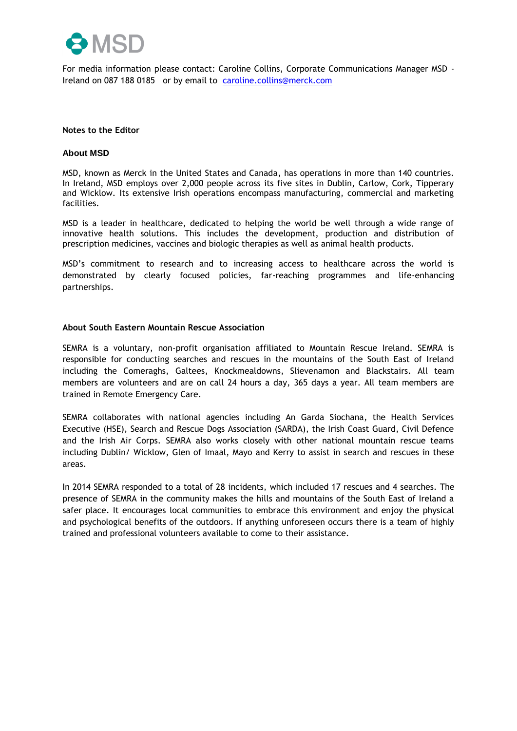For media information please contact: Caroline Collins, Corporate Communications Manager MSD - Ireland on 087 188 0185 or by email to caroline.collins@merck.com

**Notes to the Editor**

**About MSD**

MSD, known as Merck in the United States and Canada, has operations in more than 140 countries. In Ireland, MSD employs over 2,000 people across its five sites in Dublin, Carlow, Cork, Tipperary and Wicklow. Its extensive Irish operations encompass manufacturing, commercial and marketing facilities.

MSD is a leader in healthcare, dedicated to helping the world be well through a wide range of innovative health solutions. This includes the development, production and distribution of prescription medicines, vaccines and biologic therapies as well as animal health products.

MSD's commitment to research and to increasing access to healthcare across the world is demonstrated by clearly focused policies, far-reaching programmes and life-enhancing partnerships.

**About South Eastern Mountain Rescue Association**

SEMRA is a voluntary, non-profit organisation affiliated to Mountain Rescue Ireland. SEMRA is responsible for conducting searches and rescues in the mountains of the South East of Ireland including the Comeraghs, Galtees, Knockmealdowns, Slievenamon and Blackstairs. All team members are volunteers and are on call 24 hours a day, 365 days a year. All team members are trained in Remote Emergency Care.

SEMRA collaborates with national agencies including An Garda Siochana, the Health Services Executive (HSE), Search and Rescue Dogs Association (SARDA), the Irish Coast Guard, Civil Defence and the Irish Air Corps. SEMRA also works closely with other national mountain rescue teams including Dublin/ Wicklow, Glen of Imaal, Mayo and Kerry to assist in search and rescues in these areas.

In 2014 SEMRA responded to a total of 28 incidents, which included 17 rescues and 4 searches. The presence of SEMRA in the community makes the hills and mountains of the South East of Ireland a safer place. It encourages local communities to embrace this environment and enjoy the physical and psychological benefits of the outdoors. If anything unforeseen occurs there is a team of highly trained and professional volunteers available to come to their assistance.